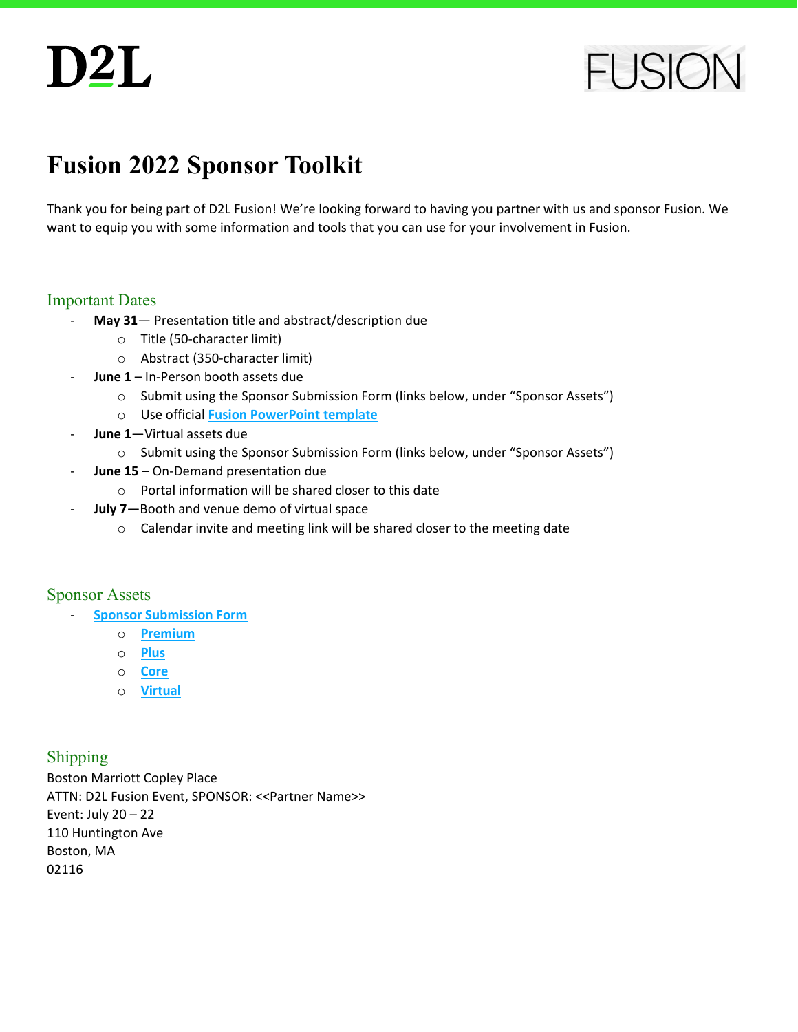D2L

FUSION

# Fusion 2022 Sponsor Toolkit

Thank you for being part of D2L Fusion! We're looking forward to having you partner with us and sponsor Fusion. We want to equip you with some information and tools that you can use for your involvement in Fusion.

## Important Dates

- **May 31**— Presentation title and abstract/description due
  - Title (50-character limit)
  - Abstract (350-character limit)
- **June 1** – In-Person booth assets due
  - Submit using the Sponsor Submission Form (links below, under "Sponsor Assets")
  - Use official **Fusion PowerPoint template**
- **June 1**—Virtual assets due
  - Submit using the Sponsor Submission Form (links below, under "Sponsor Assets")
- **June 15** – On-Demand presentation due
  - Portal information will be shared closer to this date
- **July 7**—Booth and venue demo of virtual space
  - Calendar invite and meeting link will be shared closer to the meeting date

## Sponsor Assets

- **Sponsor Submission Form**
  - **Premium**
  - **Plus**
  - **Core**
  - **Virtual**

## Shipping

Boston Marriott Copley Place
ATTN: D2L Fusion Event, SPONSOR: <<Partner Name>>
Event: July 20 – 22
110 Huntington Ave
Boston, MA
02116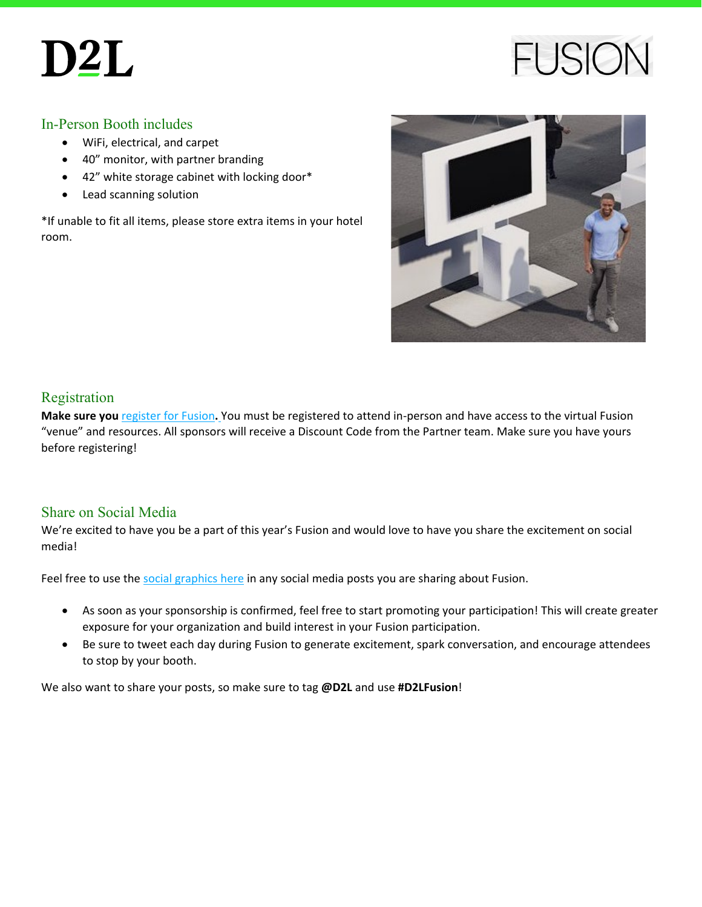## In-Person Booth includes

- WiFi, electrical, and carpet
- 40" monitor, with partner branding
- 42" white storage cabinet with locking door*
- Lead scanning solution

*If unable to fit all items, please store extra items in your hotel room.

## Registration

**Make sure you** register for Fusion**.** You must be registered to attend in-person and have access to the virtual Fusion "venue" and resources. All sponsors will receive a Discount Code from the Partner team. Make sure you have yours before registering!

## Share on Social Media

We're excited to have you be a part of this year's Fusion and would love to have you share the excitement on social media!

Feel free to use the social graphics here in any social media posts you are sharing about Fusion.

- As soon as your sponsorship is confirmed, feel free to start promoting your participation! This will create greater exposure for your organization and build interest in your Fusion participation.
- Be sure to tweet each day during Fusion to generate excitement, spark conversation, and encourage attendees to stop by your booth.

We also want to share your posts, so make sure to tag **@D2L** and use **#D2LFusion**!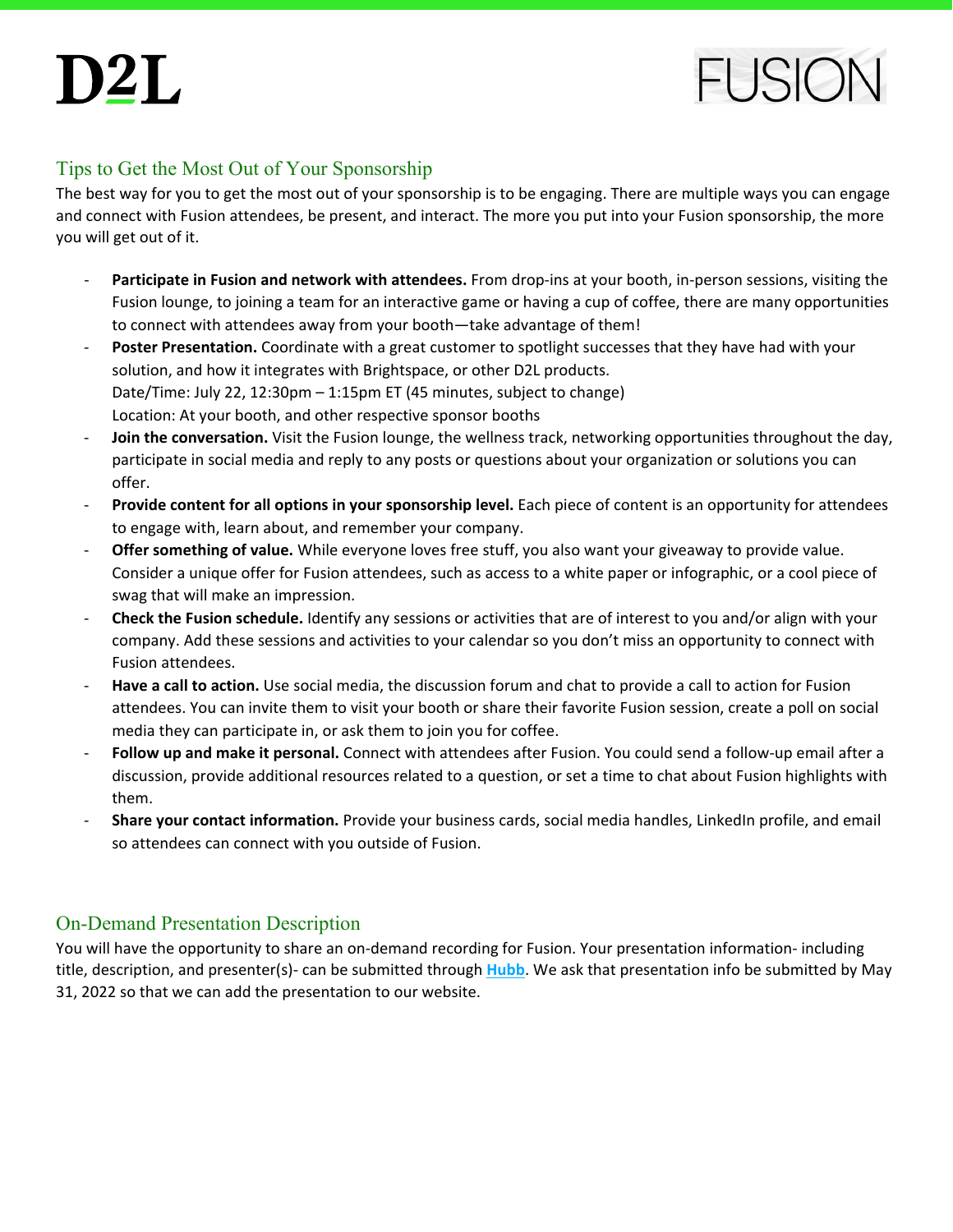## Tips to Get the Most Out of Your Sponsorship

The best way for you to get the most out of your sponsorship is to be engaging. There are multiple ways you can engage and connect with Fusion attendees, be present, and interact. The more you put into your Fusion sponsorship, the more you will get out of it.

- **Participate in Fusion and network with attendees.** From drop-ins at your booth, in-person sessions, visiting the Fusion lounge, to joining a team for an interactive game or having a cup of coffee, there are many opportunities to connect with attendees away from your booth—take advantage of them!
- **Poster Presentation.** Coordinate with a great customer to spotlight successes that they have had with your solution, and how it integrates with Brightspace, or other D2L products.
  Date/Time: July 22, 12:30pm – 1:15pm ET (45 minutes, subject to change)
  Location: At your booth, and other respective sponsor booths
- **Join the conversation.** Visit the Fusion lounge, the wellness track, networking opportunities throughout the day, participate in social media and reply to any posts or questions about your organization or solutions you can offer.
- **Provide content for all options in your sponsorship level.** Each piece of content is an opportunity for attendees to engage with, learn about, and remember your company.
- **Offer something of value.** While everyone loves free stuff, you also want your giveaway to provide value. Consider a unique offer for Fusion attendees, such as access to a white paper or infographic, or a cool piece of swag that will make an impression.
- **Check the Fusion schedule.** Identify any sessions or activities that are of interest to you and/or align with your company. Add these sessions and activities to your calendar so you don't miss an opportunity to connect with Fusion attendees.
- **Have a call to action.** Use social media, the discussion forum and chat to provide a call to action for Fusion attendees. You can invite them to visit your booth or share their favorite Fusion session, create a poll on social media they can participate in, or ask them to join you for coffee.
- **Follow up and make it personal.** Connect with attendees after Fusion. You could send a follow-up email after a discussion, provide additional resources related to a question, or set a time to chat about Fusion highlights with them.
- **Share your contact information.** Provide your business cards, social media handles, LinkedIn profile, and email so attendees can connect with you outside of Fusion.

## On-Demand Presentation Description

You will have the opportunity to share an on-demand recording for Fusion. Your presentation information- including title, description, and presenter(s)- can be submitted through **Hubb**. We ask that presentation info be submitted by May 31, 2022 so that we can add the presentation to our website.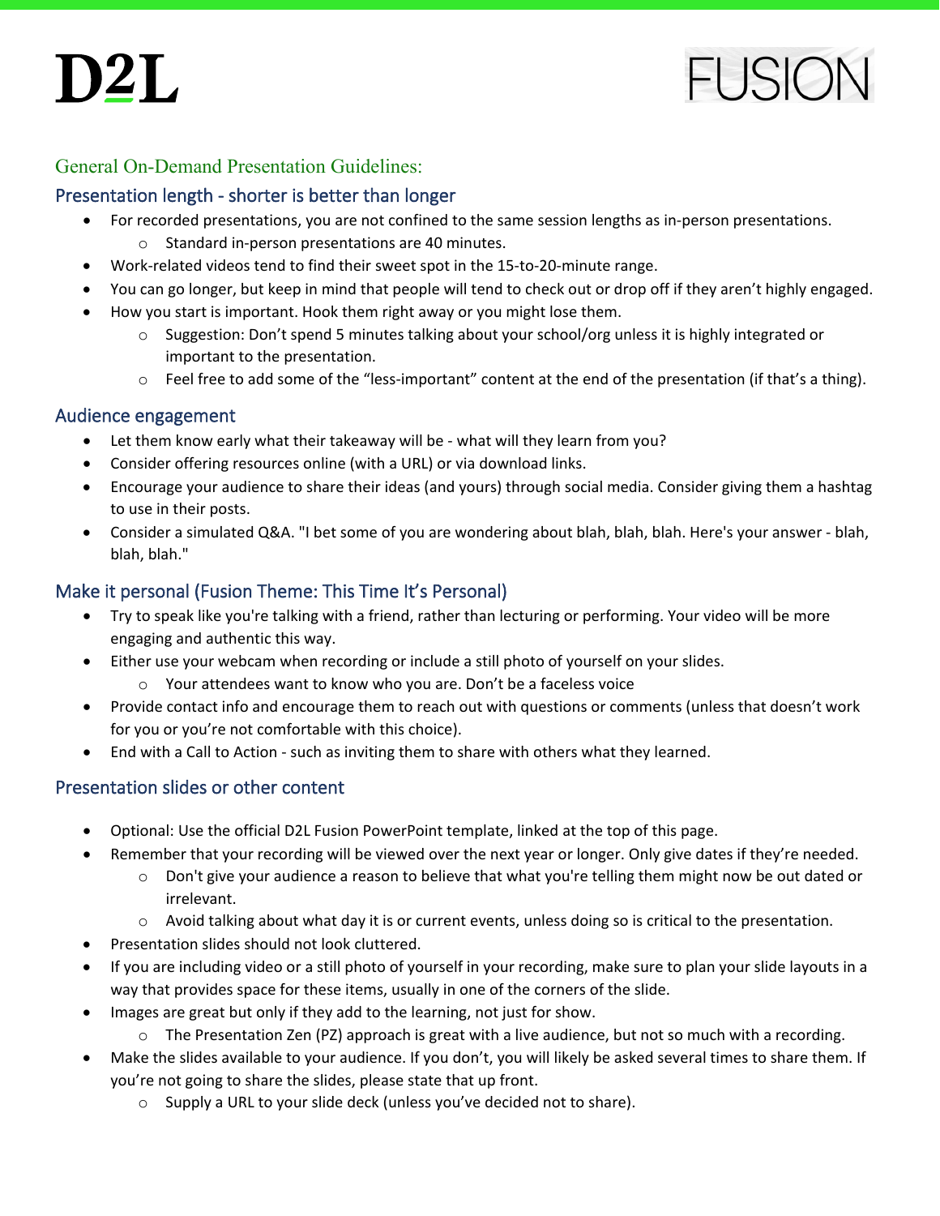## General On-Demand Presentation Guidelines:

### Presentation length - shorter is better than longer

- For recorded presentations, you are not confined to the same session lengths as in-person presentations.
  - Standard in-person presentations are 40 minutes.
- Work-related videos tend to find their sweet spot in the 15-to-20-minute range.
- You can go longer, but keep in mind that people will tend to check out or drop off if they aren't highly engaged.
- How you start is important. Hook them right away or you might lose them.
  - Suggestion: Don't spend 5 minutes talking about your school/org unless it is highly integrated or important to the presentation.
  - Feel free to add some of the "less-important" content at the end of the presentation (if that's a thing).

### Audience engagement

- Let them know early what their takeaway will be - what will they learn from you?
- Consider offering resources online (with a URL) or via download links.
- Encourage your audience to share their ideas (and yours) through social media. Consider giving them a hashtag to use in their posts.
- Consider a simulated Q&A. "I bet some of you are wondering about blah, blah, blah. Here's your answer - blah, blah, blah."

### Make it personal (Fusion Theme: This Time It's Personal)

- Try to speak like you're talking with a friend, rather than lecturing or performing. Your video will be more engaging and authentic this way.
- Either use your webcam when recording or include a still photo of yourself on your slides.
  - Your attendees want to know who you are. Don't be a faceless voice
- Provide contact info and encourage them to reach out with questions or comments (unless that doesn't work for you or you're not comfortable with this choice).
- End with a Call to Action - such as inviting them to share with others what they learned.

### Presentation slides or other content

- Optional: Use the official D2L Fusion PowerPoint template, linked at the top of this page.
- Remember that your recording will be viewed over the next year or longer. Only give dates if they're needed.
  - Don't give your audience a reason to believe that what you're telling them might now be out dated or irrelevant.
  - Avoid talking about what day it is or current events, unless doing so is critical to the presentation.
- Presentation slides should not look cluttered.
- If you are including video or a still photo of yourself in your recording, make sure to plan your slide layouts in a way that provides space for these items, usually in one of the corners of the slide.
- Images are great but only if they add to the learning, not just for show.
  - The Presentation Zen (PZ) approach is great with a live audience, but not so much with a recording.
- Make the slides available to your audience. If you don't, you will likely be asked several times to share them. If you're not going to share the slides, please state that up front.
  - Supply a URL to your slide deck (unless you've decided not to share).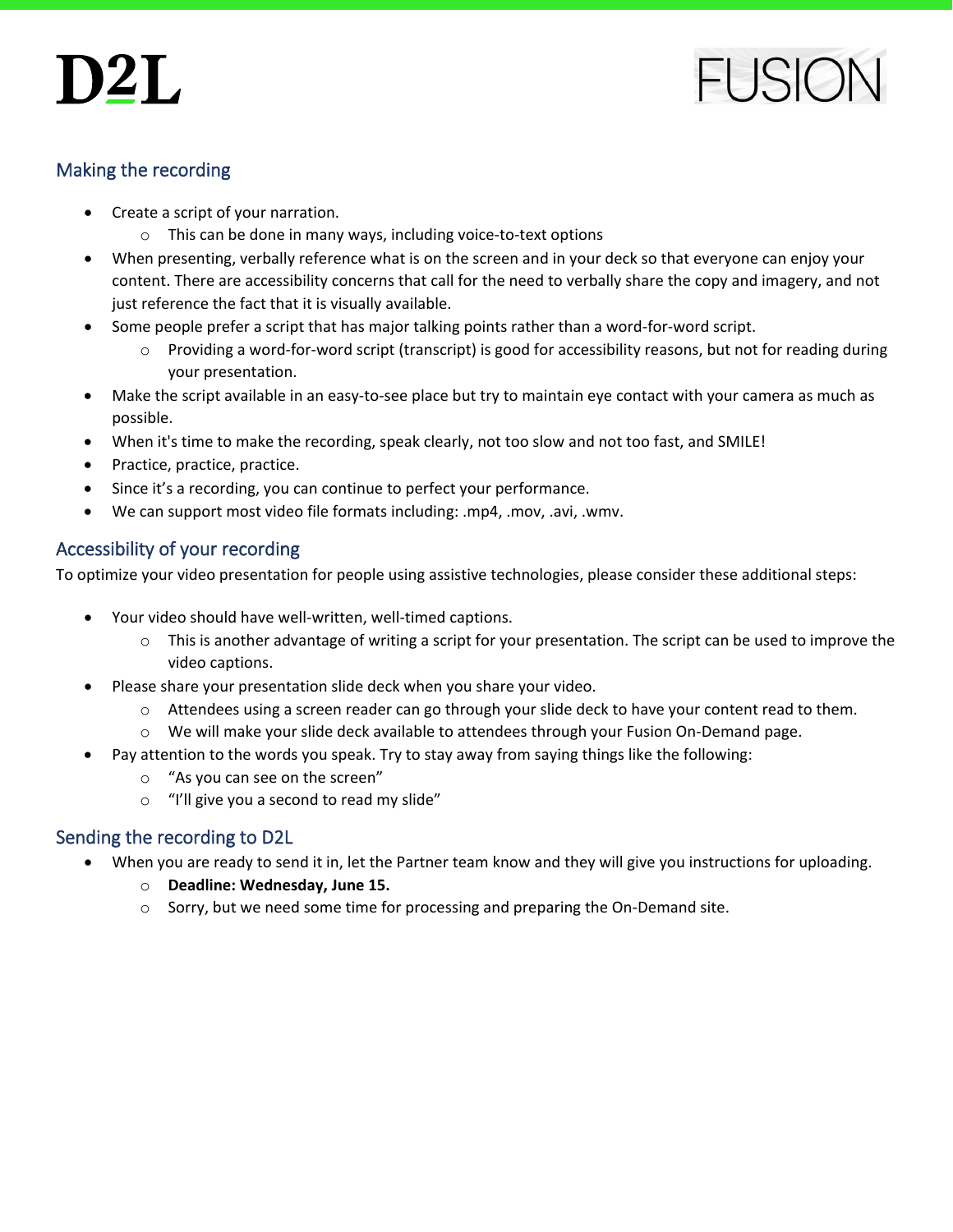## Making the recording

- Create a script of your narration.
  - This can be done in many ways, including voice-to-text options
- When presenting, verbally reference what is on the screen and in your deck so that everyone can enjoy your content. There are accessibility concerns that call for the need to verbally share the copy and imagery, and not just reference the fact that it is visually available.
- Some people prefer a script that has major talking points rather than a word-for-word script.
  - Providing a word-for-word script (transcript) is good for accessibility reasons, but not for reading during your presentation.
- Make the script available in an easy-to-see place but try to maintain eye contact with your camera as much as possible.
- When it's time to make the recording, speak clearly, not too slow and not too fast, and SMILE!
- Practice, practice, practice.
- Since it's a recording, you can continue to perfect your performance.
- We can support most video file formats including: .mp4, .mov, .avi, .wmv.

## Accessibility of your recording

To optimize your video presentation for people using assistive technologies, please consider these additional steps:

- Your video should have well-written, well-timed captions.
  - This is another advantage of writing a script for your presentation. The script can be used to improve the video captions.
- Please share your presentation slide deck when you share your video.
  - Attendees using a screen reader can go through your slide deck to have your content read to them.
  - We will make your slide deck available to attendees through your Fusion On-Demand page.
- Pay attention to the words you speak. Try to stay away from saying things like the following:
  - "As you can see on the screen"
  - "I'll give you a second to read my slide"

## Sending the recording to D2L

- When you are ready to send it in, let the Partner team know and they will give you instructions for uploading.
  - **Deadline: Wednesday, June 15.**
  - Sorry, but we need some time for processing and preparing the On-Demand site.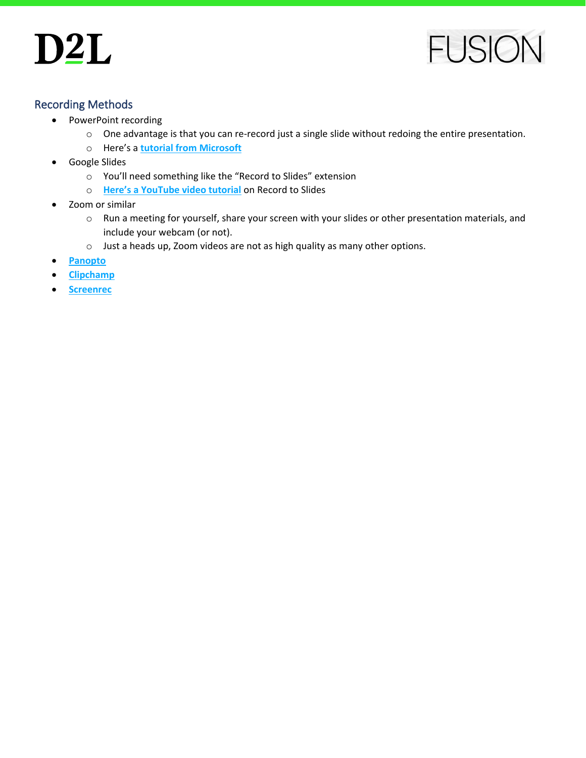## Recording Methods

- PowerPoint recording
  - One advantage is that you can re-record just a single slide without redoing the entire presentation.
  - Here's a **tutorial from Microsoft**
- Google Slides
  - You'll need something like the "Record to Slides" extension
  - **Here's a YouTube video tutorial** on Record to Slides
- Zoom or similar
  - Run a meeting for yourself, share your screen with your slides or other presentation materials, and include your webcam (or not).
  - Just a heads up, Zoom videos are not as high quality as many other options.
- **Panopto**
- **Clipchamp**
- **Screenrec**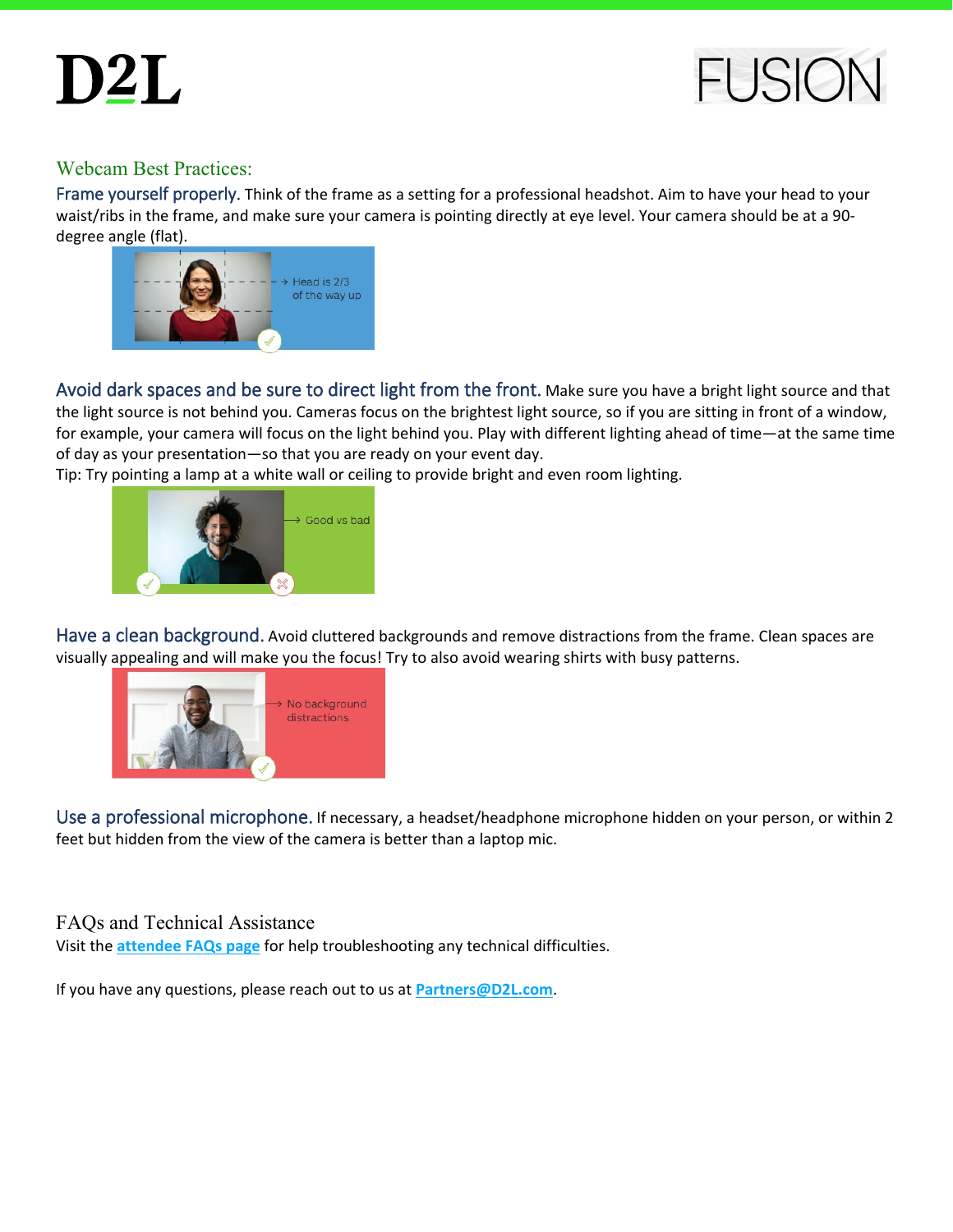## Webcam Best Practices:

**Frame yourself properly.** Think of the frame as a setting for a professional headshot. Aim to have your head to your waist/ribs in the frame, and make sure your camera is pointing directly at eye level. Your camera should be at a 90-degree angle (flat).

**Avoid dark spaces and be sure to direct light from the front.** Make sure you have a bright light source and that the light source is not behind you. Cameras focus on the brightest light source, so if you are sitting in front of a window, for example, your camera will focus on the light behind you. Play with different lighting ahead of time—at the same time of day as your presentation—so that you are ready on your event day.

Tip: Try pointing a lamp at a white wall or ceiling to provide bright and even room lighting.

**Have a clean background.** Avoid cluttered backgrounds and remove distractions from the frame. Clean spaces are visually appealing and will make you the focus! Try to also avoid wearing shirts with busy patterns.

**Use a professional microphone.** If necessary, a headset/headphone microphone hidden on your person, or within 2 feet but hidden from the view of the camera is better than a laptop mic.

## FAQs and Technical Assistance

Visit the **attendee FAQs page** for help troubleshooting any technical difficulties.

If you have any questions, please reach out to us at **Partners@D2L.com**.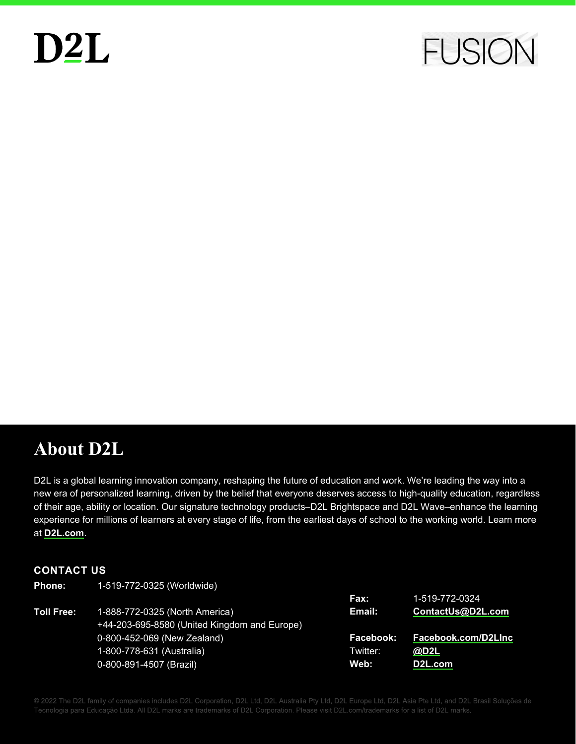# About D2L

D2L is a global learning innovation company, reshaping the future of education and work. We're leading the way into a new era of personalized learning, driven by the belief that everyone deserves access to high-quality education, regardless of their age, ability or location. Our signature technology products–D2L Brightspace and D2L Wave–enhance the learning experience for millions of learners at every stage of life, from the earliest days of school to the working world. Learn more at **D2L.com**.

**CONTACT US**

**Phone:** 1-519-772-0325 (Worldwide)

**Toll Free:** 1-888-772-0325 (North America)
+44-203-695-8580 (United Kingdom and Europe)
0-800-452-069 (New Zealand)
1-800-778-631 (Australia)
0-800-891-4507 (Brazil)

**Fax:** 1-519-772-0324
**Email:** **ContactUs@D2L.com**

**Facebook:** **Facebook.com/D2LInc**
Twitter: **@D2L**
**Web:** **D2L.com**

© 2022 The D2L family of companies includes D2L Corporation, D2L Ltd, D2L Australia Pty Ltd, D2L Europe Ltd, D2L Asia Pte Ltd, and D2L Brasil Soluções de Tecnologia para Educação Ltda. All D2L marks are trademarks of D2L Corporation. Please visit D2L.com/trademarks for a list of D2L marks.